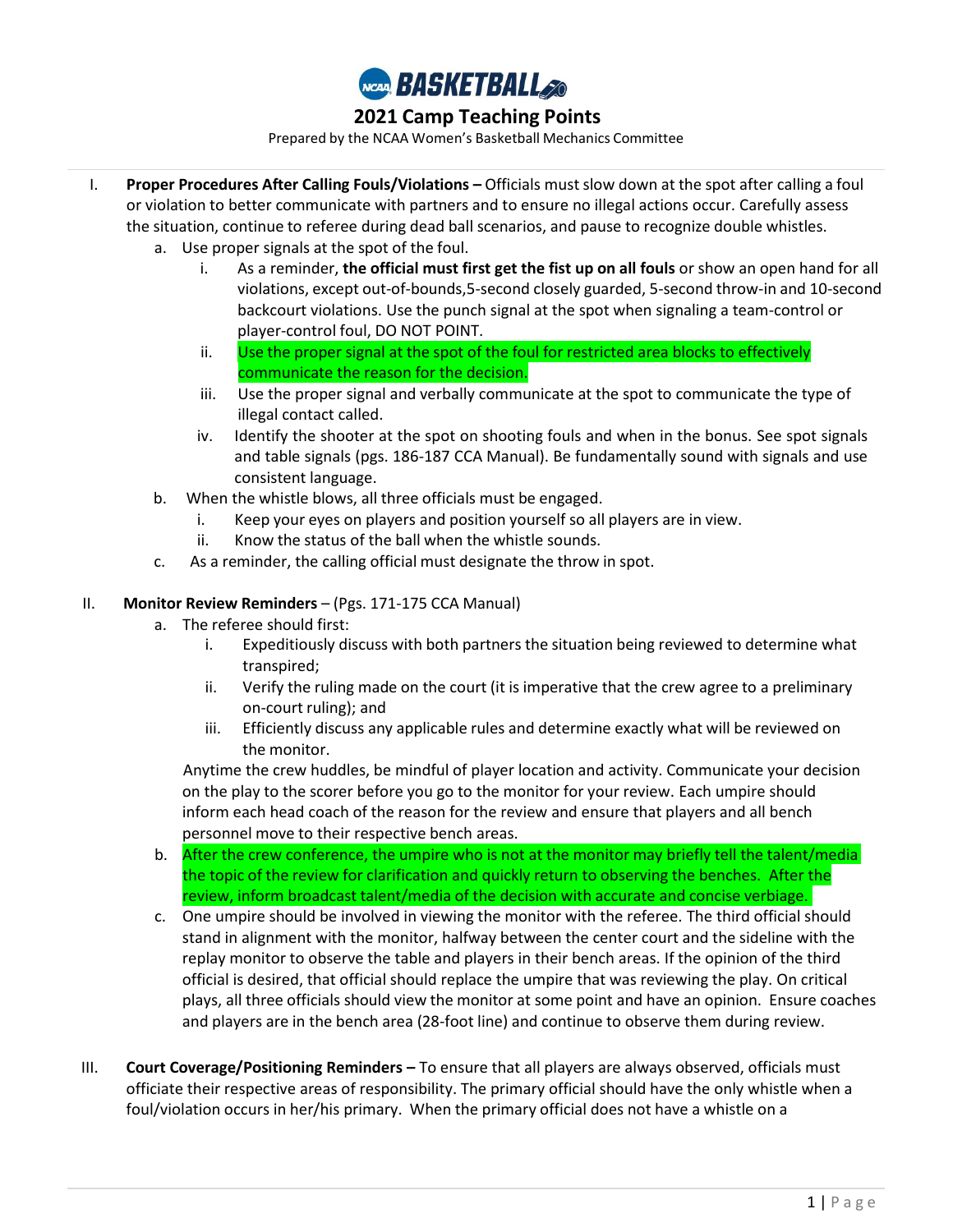# NCAA BASKETBALL

## 2021 Camp Teaching Points

Prepared by the NCAA Women's Basketball Mechanics Committee

I. **Proper Procedures After Calling Fouls/Violations –** Officials must slow down at the spot after calling a foul or violation to better communicate with partners and to ensure no illegal actions occur. Carefully assess the situation, continue to referee during dead ball scenarios, and pause to recognize double whistles.

   a. Use proper signals at the spot of the foul.

      i. As a reminder, **the official must first get the fist up on all fouls** or show an open hand for all violations, except out-of-bounds,5-second closely guarded, 5-second throw-in and 10-second backcourt violations. Use the punch signal at the spot when signaling a team-control or player-control foul, DO NOT POINT.

      ii. Use the proper signal at the spot of the foul for restricted area blocks to effectively communicate the reason for the decision.

      iii. Use the proper signal and verbally communicate at the spot to communicate the type of illegal contact called.

      iv. Identify the shooter at the spot on shooting fouls and when in the bonus. See spot signals and table signals (pgs. 186-187 CCA Manual). Be fundamentally sound with signals and use consistent language.

   b. When the whistle blows, all three officials must be engaged.

      i. Keep your eyes on players and position yourself so all players are in view.

      ii. Know the status of the ball when the whistle sounds.

   c. As a reminder, the calling official must designate the throw in spot.

II. **Monitor Review Reminders** – (Pgs. 171-175 CCA Manual)

   a. The referee should first:

      i. Expeditiously discuss with both partners the situation being reviewed to determine what transpired;

      ii. Verify the ruling made on the court (it is imperative that the crew agree to a preliminary on-court ruling); and

      iii. Efficiently discuss any applicable rules and determine exactly what will be reviewed on the monitor.

   Anytime the crew huddles, be mindful of player location and activity. Communicate your decision on the play to the scorer before you go to the monitor for your review. Each umpire should inform each head coach of the reason for the review and ensure that players and all bench personnel move to their respective bench areas.

   b. After the crew conference, the umpire who is not at the monitor may briefly tell the talent/media the topic of the review for clarification and quickly return to observing the benches. After the review, inform broadcast talent/media of the decision with accurate and concise verbiage.

   c. One umpire should be involved in viewing the monitor with the referee. The third official should stand in alignment with the monitor, halfway between the center court and the sideline with the replay monitor to observe the table and players in their bench areas. If the opinion of the third official is desired, that official should replace the umpire that was reviewing the play. On critical plays, all three officials should view the monitor at some point and have an opinion. Ensure coaches and players are in the bench area (28-foot line) and continue to observe them during review.

III. **Court Coverage/Positioning Reminders –** To ensure that all players are always observed, officials must officiate their respective areas of responsibility. The primary official should have the only whistle when a foul/violation occurs in her/his primary. When the primary official does not have a whistle on a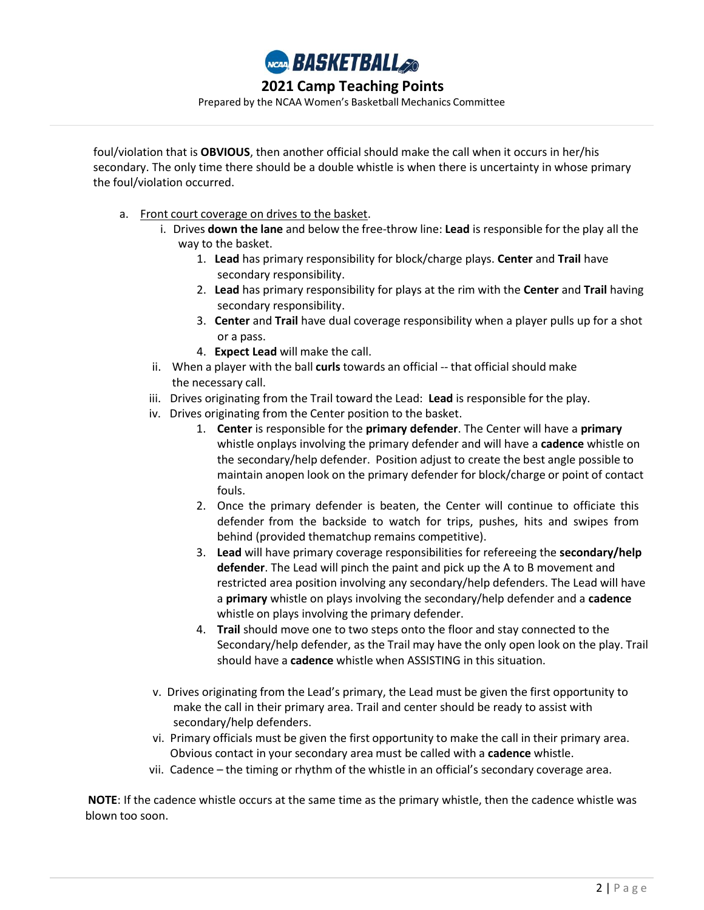foul/violation that is **OBVIOUS**, then another official should make the call when it occurs in her/his secondary. The only time there should be a double whistle is when there is uncertainty in whose primary the foul/violation occurred.

a. Front court coverage on drives to the basket.

   i. Drives **down the lane** and below the free-throw line: **Lead** is responsible for the play all the way to the basket.

      1. **Lead** has primary responsibility for block/charge plays. **Center** and **Trail** have secondary responsibility.
      2. **Lead** has primary responsibility for plays at the rim with the **Center** and **Trail** having secondary responsibility.
      3. **Center** and **Trail** have dual coverage responsibility when a player pulls up for a shot or a pass.
      4. **Expect Lead** will make the call.

   ii. When a player with the ball **curls** towards an official -- that official should make the necessary call.

   iii. Drives originating from the Trail toward the Lead: **Lead** is responsible for the play.

   iv. Drives originating from the Center position to the basket.

      1. **Center** is responsible for the **primary defender**. The Center will have a **primary** whistle onplays involving the primary defender and will have a **cadence** whistle on the secondary/help defender. Position adjust to create the best angle possible to maintain anopen look on the primary defender for block/charge or point of contact fouls.
      2. Once the primary defender is beaten, the Center will continue to officiate this defender from the backside to watch for trips, pushes, hits and swipes from behind (provided thematchup remains competitive).
      3. **Lead** will have primary coverage responsibilities for refereeing the **secondary/help defender**. The Lead will pinch the paint and pick up the A to B movement and restricted area position involving any secondary/help defenders. The Lead will have a **primary** whistle on plays involving the secondary/help defender and a **cadence** whistle on plays involving the primary defender.
      4. **Trail** should move one to two steps onto the floor and stay connected to the Secondary/help defender, as the Trail may have the only open look on the play. Trail should have a **cadence** whistle when ASSISTING in this situation.

   v. Drives originating from the Lead's primary, the Lead must be given the first opportunity to make the call in their primary area. Trail and center should be ready to assist with secondary/help defenders.

   vi. Primary officials must be given the first opportunity to make the call in their primary area. Obvious contact in your secondary area must be called with a **cadence** whistle.

   vii. Cadence – the timing or rhythm of the whistle in an official's secondary coverage area.

**NOTE**: If the cadence whistle occurs at the same time as the primary whistle, then the cadence whistle was blown too soon.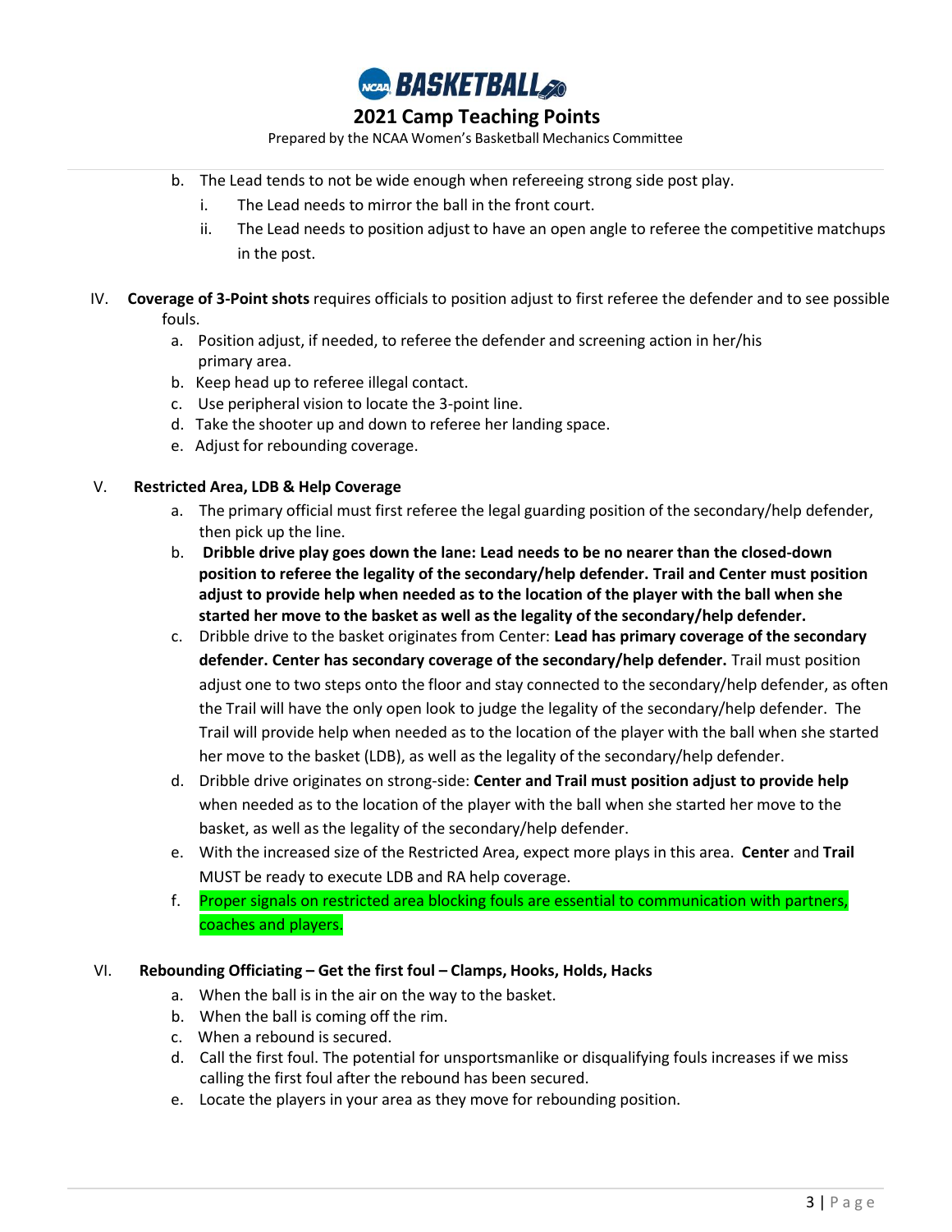b. The Lead tends to not be wide enough when refereeing strong side post play.
   i. The Lead needs to mirror the ball in the front court.
   ii. The Lead needs to position adjust to have an open angle to referee the competitive matchups in the post.

IV. **Coverage of 3-Point shots** requires officials to position adjust to first referee the defender and to see possible fouls.
   a. Position adjust, if needed, to referee the defender and screening action in her/his primary area.
   b. Keep head up to referee illegal contact.
   c. Use peripheral vision to locate the 3-point line.
   d. Take the shooter up and down to referee her landing space.
   e. Adjust for rebounding coverage.

V. **Restricted Area, LDB & Help Coverage**
   a. The primary official must first referee the legal guarding position of the secondary/help defender, then pick up the line.
   b. **Dribble drive play goes down the lane: Lead needs to be no nearer than the closed-down position to referee the legality of the secondary/help defender. Trail and Center must position adjust to provide help when needed as to the location of the player with the ball when she started her move to the basket as well as the legality of the secondary/help defender.**
   c. Dribble drive to the basket originates from Center: **Lead has primary coverage of the secondary defender. Center has secondary coverage of the secondary/help defender.** Trail must position adjust one to two steps onto the floor and stay connected to the secondary/help defender, as often the Trail will have the only open look to judge the legality of the secondary/help defender. The Trail will provide help when needed as to the location of the player with the ball when she started her move to the basket (LDB), as well as the legality of the secondary/help defender.
   d. Dribble drive originates on strong-side: **Center and Trail must position adjust to provide help** when needed as to the location of the player with the ball when she started her move to the basket, as well as the legality of the secondary/help defender.
   e. With the increased size of the Restricted Area, expect more plays in this area. **Center** and **Trail** MUST be ready to execute LDB and RA help coverage.
   f. Proper signals on restricted area blocking fouls are essential to communication with partners, coaches and players.

VI. **Rebounding Officiating – Get the first foul – Clamps, Hooks, Holds, Hacks**
   a. When the ball is in the air on the way to the basket.
   b. When the ball is coming off the rim.
   c. When a rebound is secured.
   d. Call the first foul. The potential for unsportsmanlike or disqualifying fouls increases if we miss calling the first foul after the rebound has been secured.
   e. Locate the players in your area as they move for rebounding position.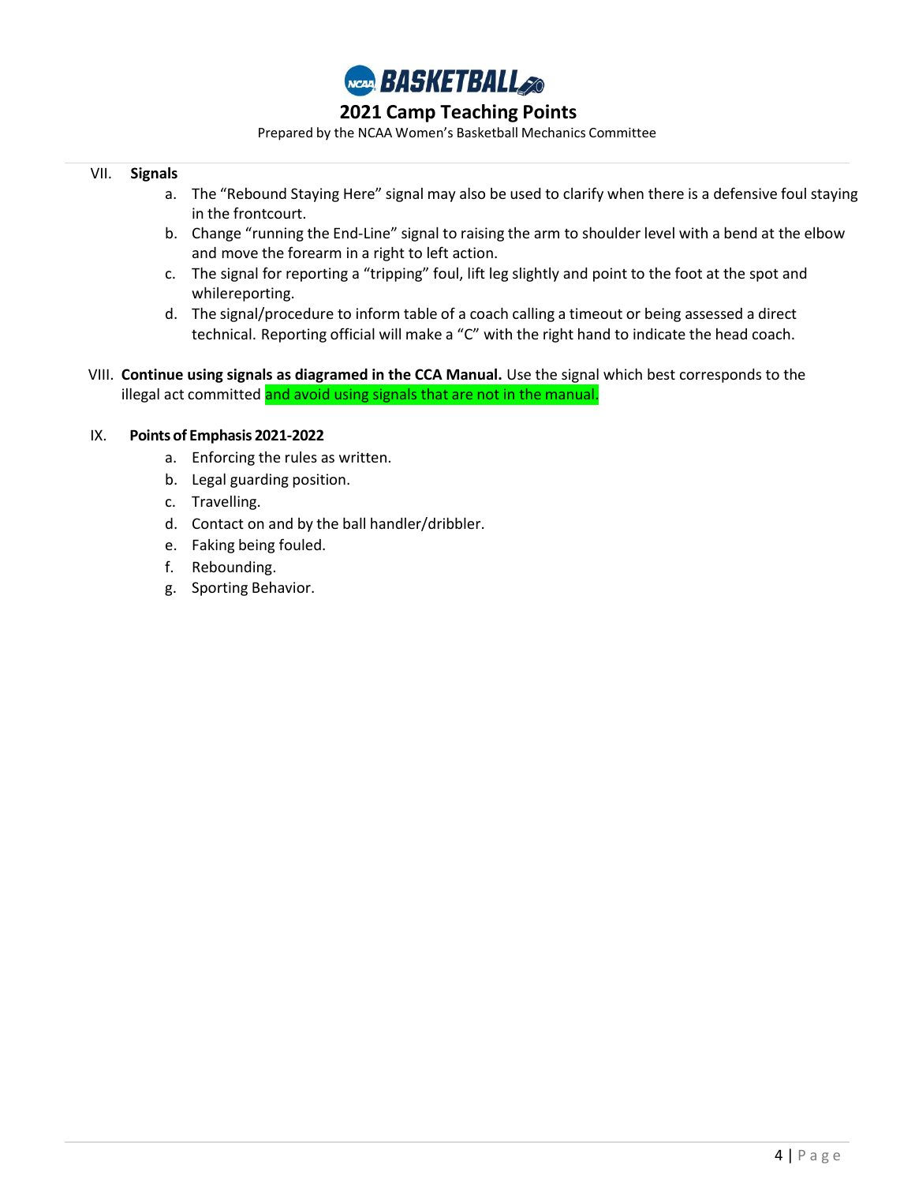VII. **Signals**

a. The "Rebound Staying Here" signal may also be used to clarify when there is a defensive foul staying in the frontcourt.
b. Change "running the End-Line" signal to raising the arm to shoulder level with a bend at the elbow and move the forearm in a right to left action.
c. The signal for reporting a "tripping" foul, lift leg slightly and point to the foot at the spot and whilereporting.
d. The signal/procedure to inform table of a coach calling a timeout or being assessed a direct technical. Reporting official will make a "C" with the right hand to indicate the head coach.

VIII. **Continue using signals as diagramed in the CCA Manual.** Use the signal which best corresponds to the illegal act committed and avoid using signals that are not in the manual.

IX. **Points of Emphasis 2021-2022**

a. Enforcing the rules as written.
b. Legal guarding position.
c. Travelling.
d. Contact on and by the ball handler/dribbler.
e. Faking being fouled.
f. Rebounding.
g. Sporting Behavior.